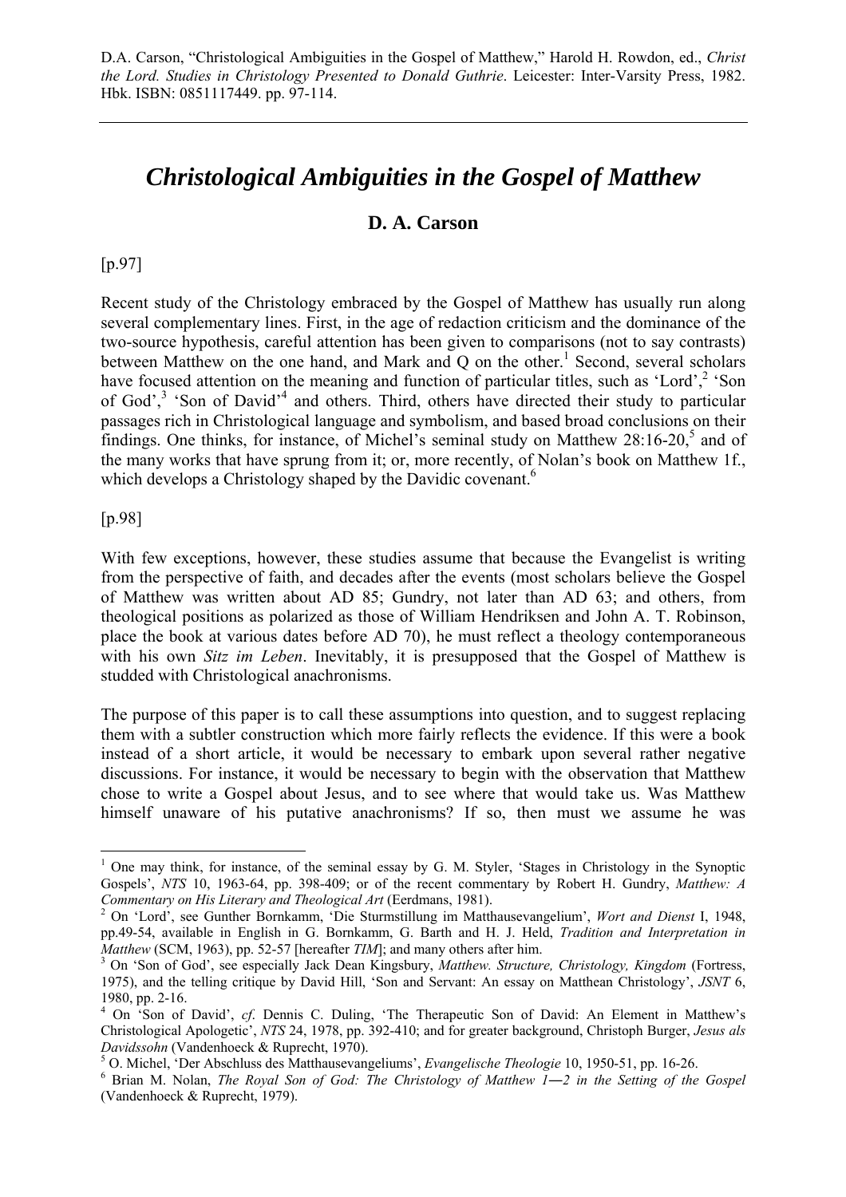D.A. Carson, "Christological Ambiguities in the Gospel of Matthew," Harold H. Rowdon, ed., *Christ the Lord. Studies in Christology Presented to Donald Guthrie*. Leicester: Inter-Varsity Press, 1982. Hbk. ISBN: 0851117449. pp. 97-114.

---

# *Christological Ambiguities in the Gospel of Matthew*

## D. A. Carson

[p.97]

Recent study of the Christology embraced by the Gospel of Matthew has usually run along several complementary lines. First, in the age of redaction criticism and the dominance of the two-source hypothesis, careful attention has been given to comparisons (not to say contrasts) between Matthew on the one hand, and Mark and Q on the other.[1] Second, several scholars have focused attention on the meaning and function of particular titles, such as 'Lord',[2] 'Son of God',[3] 'Son of David'[4] and others. Third, others have directed their study to particular passages rich in Christological language and symbolism, and based broad conclusions on their findings. One thinks, for instance, of Michel's seminal study on Matthew 28:16-20,[5] and of the many works that have sprung from it; or, more recently, of Nolan's book on Matthew 1f., which develops a Christology shaped by the Davidic covenant.[6]

[p.98]

With few exceptions, however, these studies assume that because the Evangelist is writing from the perspective of faith, and decades after the events (most scholars believe the Gospel of Matthew was written about AD 85; Gundry, not later than AD 63; and others, from theological positions as polarized as those of William Hendriksen and John A. T. Robinson, place the book at various dates before AD 70), he must reflect a theology contemporaneous with his own *Sitz im Leben*. Inevitably, it is presupposed that the Gospel of Matthew is studded with Christological anachronisms.

The purpose of this paper is to call these assumptions into question, and to suggest replacing them with a subtler construction which more fairly reflects the evidence. If this were a book instead of a short article, it would be necessary to embark upon several rather negative discussions. For instance, it would be necessary to begin with the observation that Matthew chose to write a Gospel about Jesus, and to see where that would take us. Was Matthew himself unaware of his putative anachronisms? If so, then must we assume he was

---

[1] One may think, for instance, of the seminal essay by G. M. Styler, 'Stages in Christology in the Synoptic Gospels', *NTS* 10, 1963-64, pp. 398-409; or of the recent commentary by Robert H. Gundry, *Matthew: A Commentary on His Literary and Theological Art* (Eerdmans, 1981).

[2] On 'Lord', see Gunther Bornkamm, 'Die Sturmstillung im Matthausevangelium', *Wort and Dienst* I, 1948, pp.49-54, available in English in G. Bornkamm, G. Barth and H. J. Held, *Tradition and Interpretation in Matthew* (SCM, 1963), pp. 52-57 [hereafter *TIM*]; and many others after him.

[3] On 'Son of God', see especially Jack Dean Kingsbury, *Matthew. Structure, Christology, Kingdom* (Fortress, 1975), and the telling critique by David Hill, 'Son and Servant: An essay on Matthean Christology', *JSNT* 6, 1980, pp. 2-16.

[4] On 'Son of David', *cf*. Dennis C. Duling, 'The Therapeutic Son of David: An Element in Matthew's Christological Apologetic', *NTS* 24, 1978, pp. 392-410; and for greater background, Christoph Burger, *Jesus als Davidssohn* (Vandenhoeck & Ruprecht, 1970).

[5] O. Michel, 'Der Abschluss des Matthausevangeliums', *Evangelische Theologie* 10, 1950-51, pp. 16-26.

[6] Brian M. Nolan, *The Royal Son of God: The Christology of Matthew 1—2 in the Setting of the Gospel* (Vandenhoeck & Ruprecht, 1979).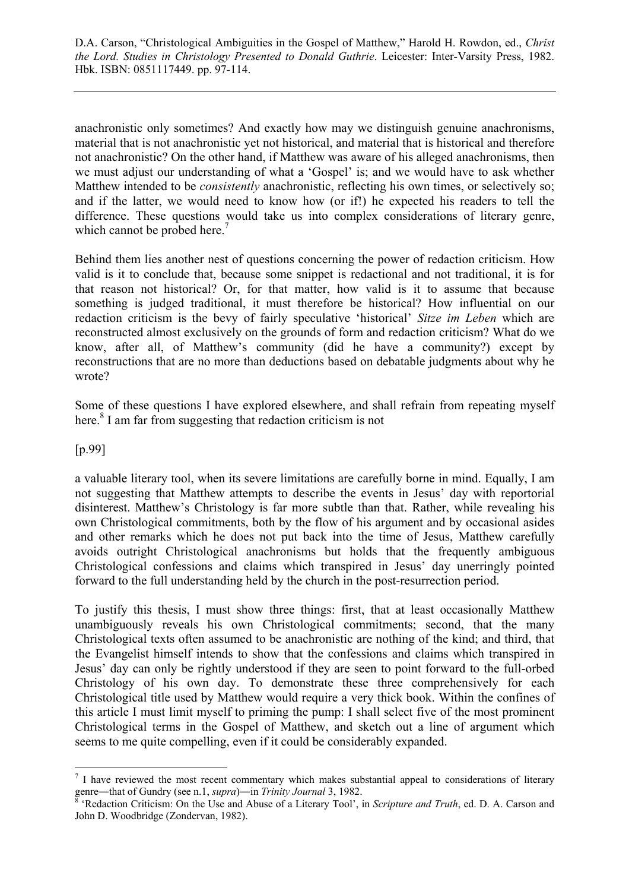anachronistic only sometimes? And exactly how may we distinguish genuine anachronisms, material that is not anachronistic yet not historical, and material that is historical and therefore not anachronistic? On the other hand, if Matthew was aware of his alleged anachronisms, then we must adjust our understanding of what a 'Gospel' is; and we would have to ask whether Matthew intended to be *consistently* anachronistic, reflecting his own times, or selectively so; and if the latter, we would need to know how (or if!) he expected his readers to tell the difference. These questions would take us into complex considerations of literary genre, which cannot be probed here.[7]

Behind them lies another nest of questions concerning the power of redaction criticism. How valid is it to conclude that, because some snippet is redactional and not traditional, it is for that reason not historical? Or, for that matter, how valid is it to assume that because something is judged traditional, it must therefore be historical? How influential on our redaction criticism is the bevy of fairly speculative 'historical' *Sitze im Leben* which are reconstructed almost exclusively on the grounds of form and redaction criticism? What do we know, after all, of Matthew's community (did he have a community?) except by reconstructions that are no more than deductions based on debatable judgments about why he wrote?

Some of these questions I have explored elsewhere, and shall refrain from repeating myself here.[8] I am far from suggesting that redaction criticism is not

[p.99]

a valuable literary tool, when its severe limitations are carefully borne in mind. Equally, I am not suggesting that Matthew attempts to describe the events in Jesus' day with reportorial disinterest. Matthew's Christology is far more subtle than that. Rather, while revealing his own Christological commitments, both by the flow of his argument and by occasional asides and other remarks which he does not put back into the time of Jesus, Matthew carefully avoids outright Christological anachronisms but holds that the frequently ambiguous Christological confessions and claims which transpired in Jesus' day unerringly pointed forward to the full understanding held by the church in the post-resurrection period.

To justify this thesis, I must show three things: first, that at least occasionally Matthew unambiguously reveals his own Christological commitments; second, that the many Christological texts often assumed to be anachronistic are nothing of the kind; and third, that the Evangelist himself intends to show that the confessions and claims which transpired in Jesus' day can only be rightly understood if they are seen to point forward to the full-orbed Christology of his own day. To demonstrate these three comprehensively for each Christological title used by Matthew would require a very thick book. Within the confines of this article I must limit myself to priming the pump: I shall select five of the most prominent Christological terms in the Gospel of Matthew, and sketch out a line of argument which seems to me quite compelling, even if it could be considerably expanded.

---

[7] I have reviewed the most recent commentary which makes substantial appeal to considerations of literary genre―that of Gundry (see n.1, *supra*)―in *Trinity Journal* 3, 1982.

[8] 'Redaction Criticism: On the Use and Abuse of a Literary Tool', in *Scripture and Truth*, ed. D. A. Carson and John D. Woodbridge (Zondervan, 1982).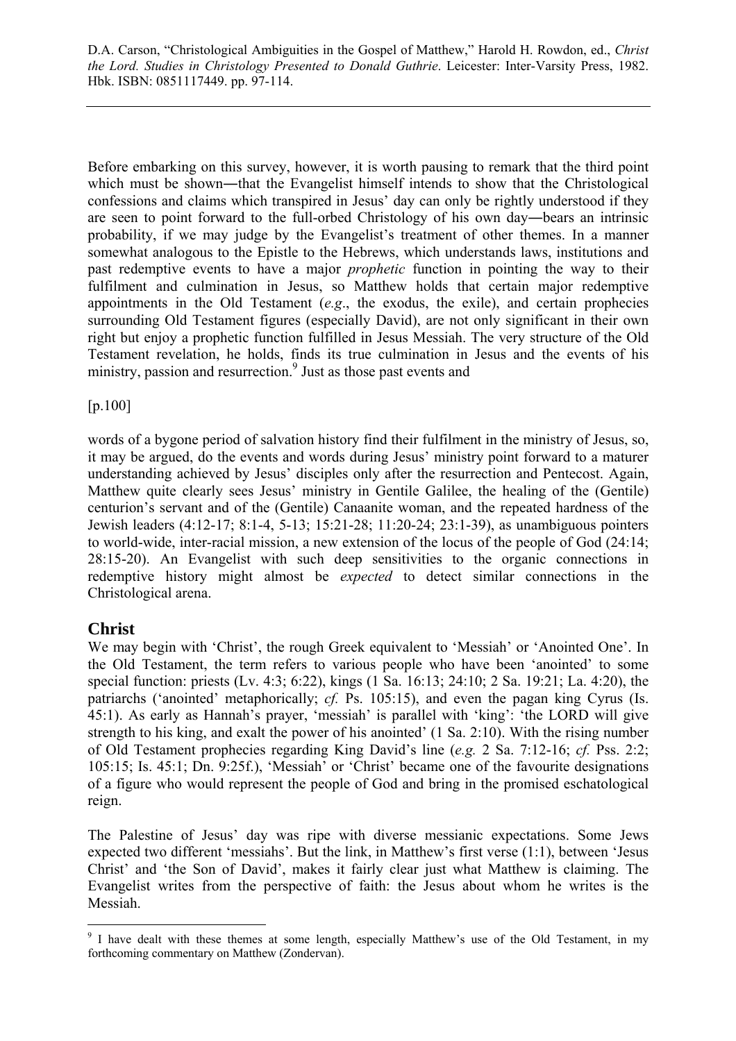D.A. Carson, "Christological Ambiguities in the Gospel of Matthew," Harold H. Rowdon, ed., *Christ the Lord. Studies in Christology Presented to Donald Guthrie*. Leicester: Inter-Varsity Press, 1982. Hbk. ISBN: 0851117449. pp. 97-114.

Before embarking on this survey, however, it is worth pausing to remark that the third point which must be shown―that the Evangelist himself intends to show that the Christological confessions and claims which transpired in Jesus' day can only be rightly understood if they are seen to point forward to the full-orbed Christology of his own day―bears an intrinsic probability, if we may judge by the Evangelist's treatment of other themes. In a manner somewhat analogous to the Epistle to the Hebrews, which understands laws, institutions and past redemptive events to have a major *prophetic* function in pointing the way to their fulfilment and culmination in Jesus, so Matthew holds that certain major redemptive appointments in the Old Testament (*e.g*., the exodus, the exile), and certain prophecies surrounding Old Testament figures (especially David), are not only significant in their own right but enjoy a prophetic function fulfilled in Jesus Messiah. The very structure of the Old Testament revelation, he holds, finds its true culmination in Jesus and the events of his ministry, passion and resurrection.[9] Just as those past events and

[p.100]

words of a bygone period of salvation history find their fulfilment in the ministry of Jesus, so, it may be argued, do the events and words during Jesus' ministry point forward to a maturer understanding achieved by Jesus' disciples only after the resurrection and Pentecost. Again, Matthew quite clearly sees Jesus' ministry in Gentile Galilee, the healing of the (Gentile) centurion's servant and of the (Gentile) Canaanite woman, and the repeated hardness of the Jewish leaders (4:12-17; 8:1-4, 5-13; 15:21-28; 11:20-24; 23:1-39), as unambiguous pointers to world-wide, inter-racial mission, a new extension of the locus of the people of God (24:14; 28:15-20). An Evangelist with such deep sensitivities to the organic connections in redemptive history might almost be *expected* to detect similar connections in the Christological arena.

## Christ

We may begin with 'Christ', the rough Greek equivalent to 'Messiah' or 'Anointed One'. In the Old Testament, the term refers to various people who have been 'anointed' to some special function: priests (Lv. 4:3; 6:22), kings (1 Sa. 16:13; 24:10; 2 Sa. 19:21; La. 4:20), the patriarchs ('anointed' metaphorically; *cf.* Ps. 105:15), and even the pagan king Cyrus (Is. 45:1). As early as Hannah's prayer, 'messiah' is parallel with 'king': 'the LORD will give strength to his king, and exalt the power of his anointed' (1 Sa. 2:10). With the rising number of Old Testament prophecies regarding King David's line (*e.g.* 2 Sa. 7:12-16; *cf.* Pss. 2:2; 105:15; Is. 45:1; Dn. 9:25f.), 'Messiah' or 'Christ' became one of the favourite designations of a figure who would represent the people of God and bring in the promised eschatological reign.

The Palestine of Jesus' day was ripe with diverse messianic expectations. Some Jews expected two different 'messiahs'. But the link, in Matthew's first verse (1:1), between 'Jesus Christ' and 'the Son of David', makes it fairly clear just what Matthew is claiming. The Evangelist writes from the perspective of faith: the Jesus about whom he writes is the Messiah.

[9] I have dealt with these themes at some length, especially Matthew's use of the Old Testament, in my forthcoming commentary on Matthew (Zondervan).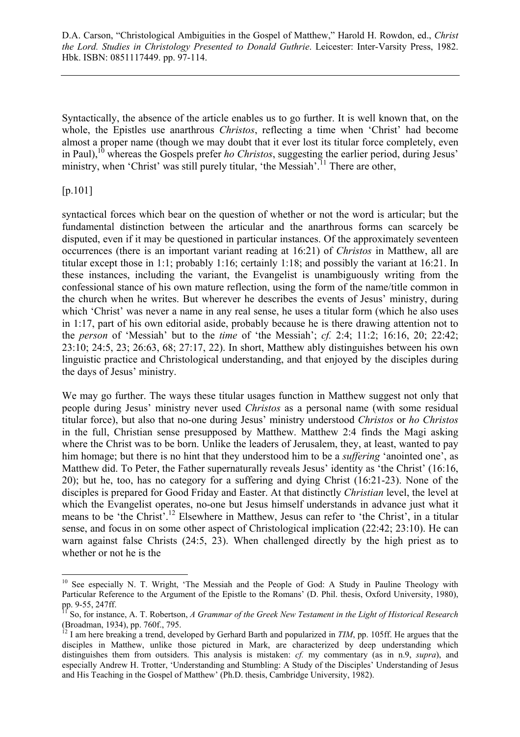Syntactically, the absence of the article enables us to go further. It is well known that, on the whole, the Epistles use anarthrous *Christos*, reflecting a time when 'Christ' had become almost a proper name (though we may doubt that it ever lost its titular force completely, even in Paul),[10] whereas the Gospels prefer *ho Christos*, suggesting the earlier period, during Jesus' ministry, when 'Christ' was still purely titular, 'the Messiah'.[11] There are other,

[p.101]

syntactical forces which bear on the question of whether or not the word is articular; but the fundamental distinction between the articular and the anarthrous forms can scarcely be disputed, even if it may be questioned in particular instances. Of the approximately seventeen occurrences (there is an important variant reading at 16:21) of *Christos* in Matthew, all are titular except those in 1:1; probably 1:16; certainly 1:18; and possibly the variant at 16:21. In these instances, including the variant, the Evangelist is unambiguously writing from the confessional stance of his own mature reflection, using the form of the name/title common in the church when he writes. But wherever he describes the events of Jesus' ministry, during which 'Christ' was never a name in any real sense, he uses a titular form (which he also uses in 1:17, part of his own editorial aside, probably because he is there drawing attention not to the *person* of 'Messiah' but to the *time* of 'the Messiah'; *cf.* 2:4; 11:2; 16:16, 20; 22:42; 23:10; 24:5, 23; 26:63, 68; 27:17, 22). In short, Matthew ably distinguishes between his own linguistic practice and Christological understanding, and that enjoyed by the disciples during the days of Jesus' ministry.

We may go further. The ways these titular usages function in Matthew suggest not only that people during Jesus' ministry never used *Christos* as a personal name (with some residual titular force), but also that no-one during Jesus' ministry understood *Christos* or *ho Christos* in the full, Christian sense presupposed by Matthew. Matthew 2:4 finds the Magi asking where the Christ was to be born. Unlike the leaders of Jerusalem, they, at least, wanted to pay him homage; but there is no hint that they understood him to be a *suffering* 'anointed one', as Matthew did. To Peter, the Father supernaturally reveals Jesus' identity as 'the Christ' (16:16, 20); but he, too, has no category for a suffering and dying Christ (16:21-23). None of the disciples is prepared for Good Friday and Easter. At that distinctly *Christian* level, the level at which the Evangelist operates, no-one but Jesus himself understands in advance just what it means to be 'the Christ'.[12] Elsewhere in Matthew, Jesus can refer to 'the Christ', in a titular sense, and focus in on some other aspect of Christological implication (22:42; 23:10). He can warn against false Christs (24:5, 23). When challenged directly by the high priest as to whether or not he is the

---

[10] See especially N. T. Wright, 'The Messiah and the People of God: A Study in Pauline Theology with Particular Reference to the Argument of the Epistle to the Romans' (D. Phil. thesis, Oxford University, 1980), pp. 9-55, 247ff.

[11] So, for instance, A. T. Robertson, *A Grammar of the Greek New Testament in the Light of Historical Research* (Broadman, 1934), pp. 760f., 795.

[12] I am here breaking a trend, developed by Gerhard Barth and popularized in *TIM*, pp. 105ff. He argues that the disciples in Matthew, unlike those pictured in Mark, are characterized by deep understanding which distinguishes them from outsiders. This analysis is mistaken: *cf.* my commentary (as in n.9, *supra*), and especially Andrew H. Trotter, 'Understanding and Stumbling: A Study of the Disciples' Understanding of Jesus and His Teaching in the Gospel of Matthew' (Ph.D. thesis, Cambridge University, 1982).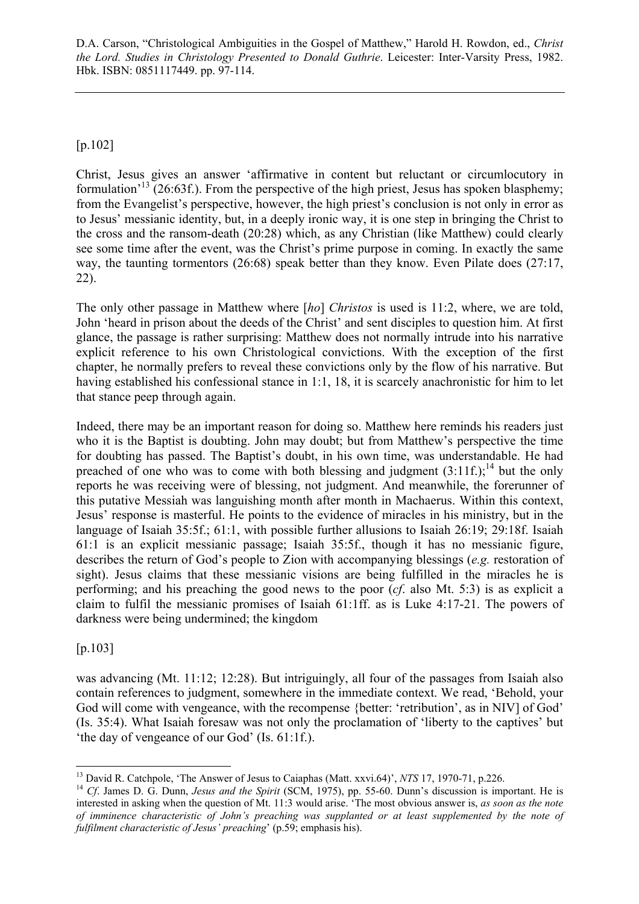[p.102]

Christ, Jesus gives an answer 'affirmative in content but reluctant or circumlocutory in formulation'[13] (26:63f.). From the perspective of the high priest, Jesus has spoken blasphemy; from the Evangelist's perspective, however, the high priest's conclusion is not only in error as to Jesus' messianic identity, but, in a deeply ironic way, it is one step in bringing the Christ to the cross and the ransom-death (20:28) which, as any Christian (like Matthew) could clearly see some time after the event, was the Christ's prime purpose in coming. In exactly the same way, the taunting tormentors (26:68) speak better than they know. Even Pilate does (27:17, 22).

The only other passage in Matthew where [*ho*] *Christos* is used is 11:2, where, we are told, John 'heard in prison about the deeds of the Christ' and sent disciples to question him. At first glance, the passage is rather surprising: Matthew does not normally intrude into his narrative explicit reference to his own Christological convictions. With the exception of the first chapter, he normally prefers to reveal these convictions only by the flow of his narrative. But having established his confessional stance in 1:1, 18, it is scarcely anachronistic for him to let that stance peep through again.

Indeed, there may be an important reason for doing so. Matthew here reminds his readers just who it is the Baptist is doubting. John may doubt; but from Matthew's perspective the time for doubting has passed. The Baptist's doubt, in his own time, was understandable. He had preached of one who was to come with both blessing and judgment (3:11f.);[14] but the only reports he was receiving were of blessing, not judgment. And meanwhile, the forerunner of this putative Messiah was languishing month after month in Machaerus. Within this context, Jesus' response is masterful. He points to the evidence of miracles in his ministry, but in the language of Isaiah 35:5f.; 61:1, with possible further allusions to Isaiah 26:19; 29:18f. Isaiah 61:1 is an explicit messianic passage; Isaiah 35:5f., though it has no messianic figure, describes the return of God's people to Zion with accompanying blessings (*e.g.* restoration of sight). Jesus claims that these messianic visions are being fulfilled in the miracles he is performing; and his preaching the good news to the poor (*cf*. also Mt. 5:3) is as explicit a claim to fulfil the messianic promises of Isaiah 61:1ff. as is Luke 4:17-21. The powers of darkness were being undermined; the kingdom

[p.103]

was advancing (Mt. 11:12; 12:28). But intriguingly, all four of the passages from Isaiah also contain references to judgment, somewhere in the immediate context. We read, 'Behold, your God will come with vengeance, with the recompense {better: 'retribution', as in NIV] of God' (Is. 35:4). What Isaiah foresaw was not only the proclamation of 'liberty to the captives' but 'the day of vengeance of our God' (Is. 61:1f.).

---

[13] David R. Catchpole, 'The Answer of Jesus to Caiaphas (Matt. xxvi.64)', *NTS* 17, 1970-71, p.226.

[14] *Cf*. James D. G. Dunn, *Jesus and the Spirit* (SCM, 1975), pp. 55-60. Dunn's discussion is important. He is interested in asking when the question of Mt. 11:3 would arise. 'The most obvious answer is, *as soon as the note of imminence characteristic of John's preaching was supplanted or at least supplemented by the note of fulfilment characteristic of Jesus' preaching*' (p.59; emphasis his).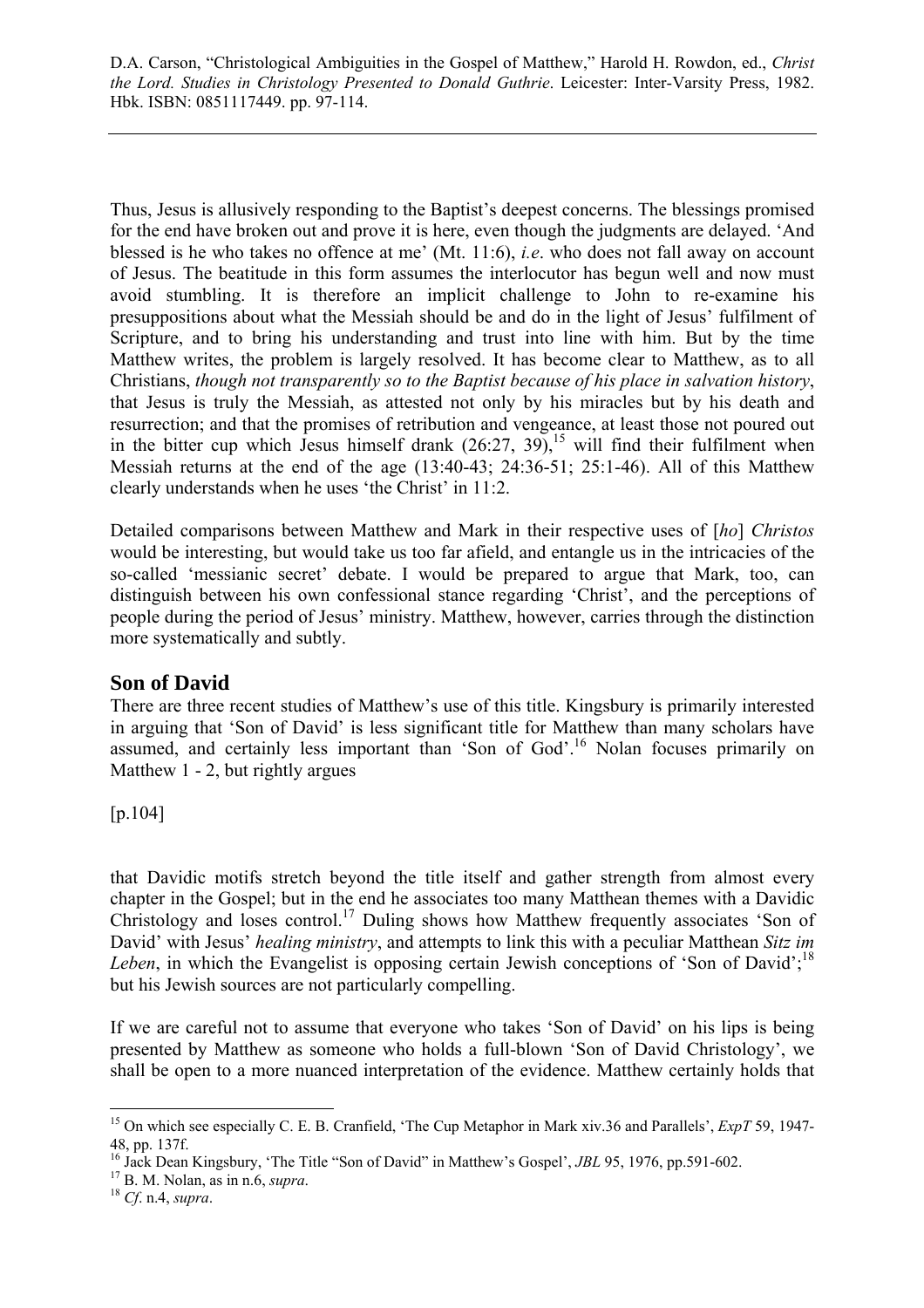Thus, Jesus is allusively responding to the Baptist's deepest concerns. The blessings promised for the end have broken out and prove it is here, even though the judgments are delayed. 'And blessed is he who takes no offence at me' (Mt. 11:6), *i.e*. who does not fall away on account of Jesus. The beatitude in this form assumes the interlocutor has begun well and now must avoid stumbling. It is therefore an implicit challenge to John to re-examine his presuppositions about what the Messiah should be and do in the light of Jesus' fulfilment of Scripture, and to bring his understanding and trust into line with him. But by the time Matthew writes, the problem is largely resolved. It has become clear to Matthew, as to all Christians, *though not transparently so to the Baptist because of his place in salvation history*, that Jesus is truly the Messiah, as attested not only by his miracles but by his death and resurrection; and that the promises of retribution and vengeance, at least those not poured out in the bitter cup which Jesus himself drank (26:27, 39),[15] will find their fulfilment when Messiah returns at the end of the age (13:40-43; 24:36-51; 25:1-46). All of this Matthew clearly understands when he uses 'the Christ' in 11:2.

Detailed comparisons between Matthew and Mark in their respective uses of [*ho*] *Christos* would be interesting, but would take us too far afield, and entangle us in the intricacies of the so-called 'messianic secret' debate. I would be prepared to argue that Mark, too, can distinguish between his own confessional stance regarding 'Christ', and the perceptions of people during the period of Jesus' ministry. Matthew, however, carries through the distinction more systematically and subtly.

## Son of David

There are three recent studies of Matthew's use of this title. Kingsbury is primarily interested in arguing that 'Son of David' is less significant title for Matthew than many scholars have assumed, and certainly less important than 'Son of God'.[16] Nolan focuses primarily on Matthew 1 - 2, but rightly argues

[p.104]

that Davidic motifs stretch beyond the title itself and gather strength from almost every chapter in the Gospel; but in the end he associates too many Matthean themes with a Davidic Christology and loses control.[17] Duling shows how Matthew frequently associates 'Son of David' with Jesus' *healing ministry*, and attempts to link this with a peculiar Matthean *Sitz im Leben*, in which the Evangelist is opposing certain Jewish conceptions of 'Son of David';[18] but his Jewish sources are not particularly compelling.

If we are careful not to assume that everyone who takes 'Son of David' on his lips is being presented by Matthew as someone who holds a full-blown 'Son of David Christology', we shall be open to a more nuanced interpretation of the evidence. Matthew certainly holds that

---

[15] On which see especially C. E. B. Cranfield, 'The Cup Metaphor in Mark xiv.36 and Parallels', *ExpT* 59, 1947-48, pp. 137f.

[16] Jack Dean Kingsbury, 'The Title "Son of David" in Matthew's Gospel', *JBL* 95, 1976, pp.591-602.

[17] B. M. Nolan, as in n.6, *supra*.

[18] *Cf.* n.4, *supra*.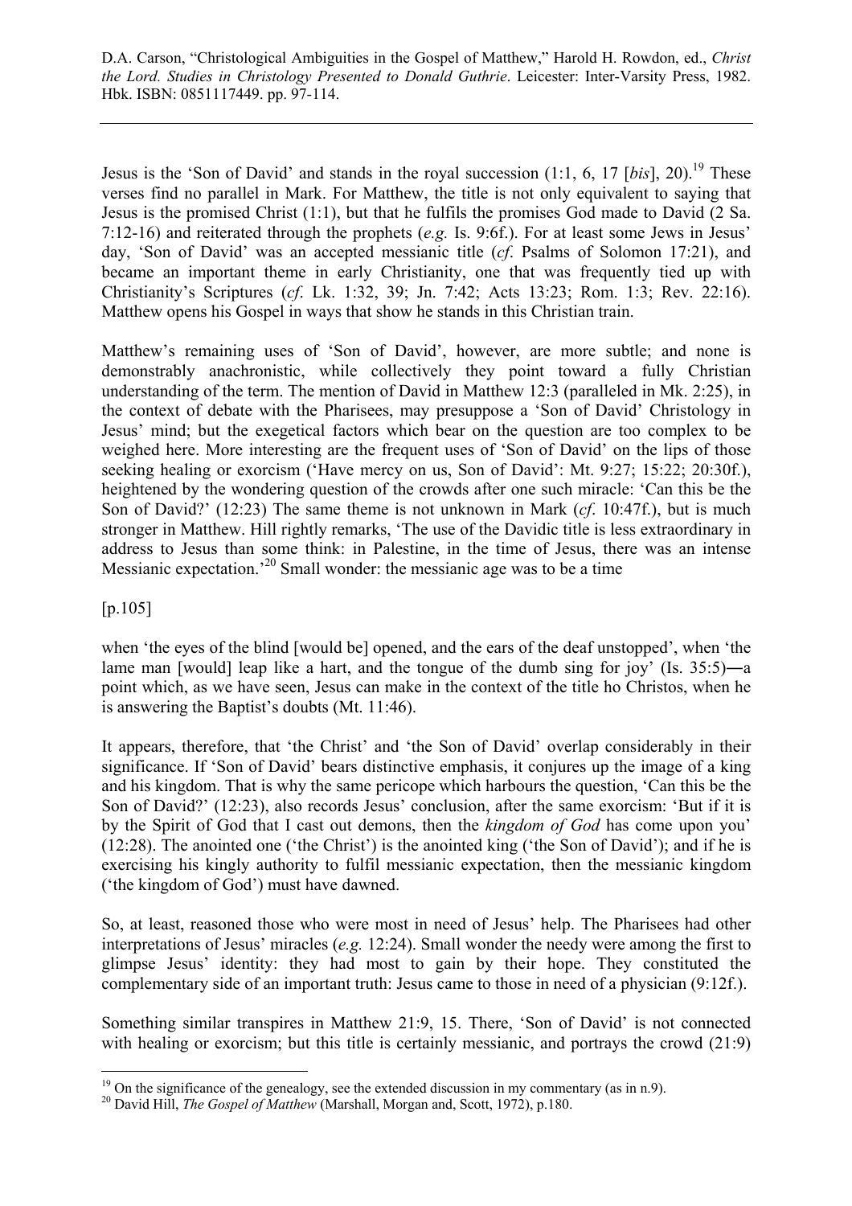Jesus is the 'Son of David' and stands in the royal succession (1:1, 6, 17 [*bis*], 20).[19] These verses find no parallel in Mark. For Matthew, the title is not only equivalent to saying that Jesus is the promised Christ (1:1), but that he fulfils the promises God made to David (2 Sa. 7:12-16) and reiterated through the prophets (*e.g.* Is. 9:6f.). For at least some Jews in Jesus' day, 'Son of David' was an accepted messianic title (*cf*. Psalms of Solomon 17:21), and became an important theme in early Christianity, one that was frequently tied up with Christianity's Scriptures (*cf*. Lk. 1:32, 39; Jn. 7:42; Acts 13:23; Rom. 1:3; Rev. 22:16). Matthew opens his Gospel in ways that show he stands in this Christian train.

Matthew's remaining uses of 'Son of David', however, are more subtle; and none is demonstrably anachronistic, while collectively they point toward a fully Christian understanding of the term. The mention of David in Matthew 12:3 (paralleled in Mk. 2:25), in the context of debate with the Pharisees, may presuppose a 'Son of David' Christology in Jesus' mind; but the exegetical factors which bear on the question are too complex to be weighed here. More interesting are the frequent uses of 'Son of David' on the lips of those seeking healing or exorcism ('Have mercy on us, Son of David': Mt. 9:27; 15:22; 20:30f.), heightened by the wondering question of the crowds after one such miracle: 'Can this be the Son of David?' (12:23) The same theme is not unknown in Mark (*cf*. 10:47f.), but is much stronger in Matthew. Hill rightly remarks, 'The use of the Davidic title is less extraordinary in address to Jesus than some think: in Palestine, in the time of Jesus, there was an intense Messianic expectation.'[20] Small wonder: the messianic age was to be a time

[p.105]

when 'the eyes of the blind [would be] opened, and the ears of the deaf unstopped', when 'the lame man [would] leap like a hart, and the tongue of the dumb sing for joy' (Is. 35:5)―a point which, as we have seen, Jesus can make in the context of the title ho Christos, when he is answering the Baptist's doubts (Mt. 11:46).

It appears, therefore, that 'the Christ' and 'the Son of David' overlap considerably in their significance. If 'Son of David' bears distinctive emphasis, it conjures up the image of a king and his kingdom. That is why the same pericope which harbours the question, 'Can this be the Son of David?' (12:23), also records Jesus' conclusion, after the same exorcism: 'But if it is by the Spirit of God that I cast out demons, then the *kingdom of God* has come upon you' (12:28). The anointed one ('the Christ') is the anointed king ('the Son of David'); and if he is exercising his kingly authority to fulfil messianic expectation, then the messianic kingdom ('the kingdom of God') must have dawned.

So, at least, reasoned those who were most in need of Jesus' help. The Pharisees had other interpretations of Jesus' miracles (*e.g.* 12:24). Small wonder the needy were among the first to glimpse Jesus' identity: they had most to gain by their hope. They constituted the complementary side of an important truth: Jesus came to those in need of a physician (9:12f.).

Something similar transpires in Matthew 21:9, 15. There, 'Son of David' is not connected with healing or exorcism; but this title is certainly messianic, and portrays the crowd (21:9)

---

[19] On the significance of the genealogy, see the extended discussion in my commentary (as in n.9).

[20] David Hill, *The Gospel of Matthew* (Marshall, Morgan and, Scott, 1972), p.180.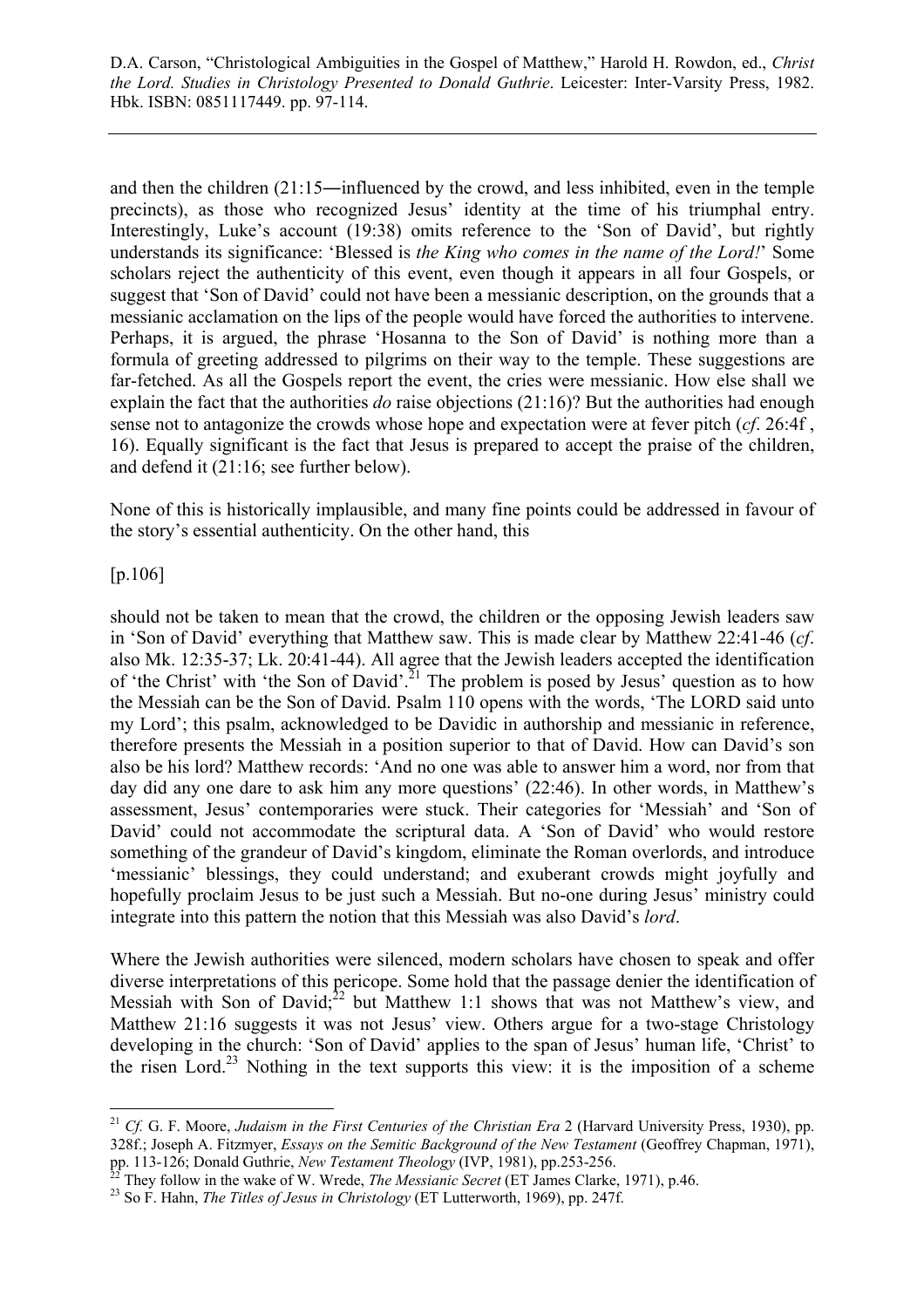and then the children (21:15―influenced by the crowd, and less inhibited, even in the temple precincts), as those who recognized Jesus' identity at the time of his triumphal entry. Interestingly, Luke's account (19:38) omits reference to the 'Son of David', but rightly understands its significance: 'Blessed is *the King who comes in the name of the Lord!*' Some scholars reject the authenticity of this event, even though it appears in all four Gospels, or suggest that 'Son of David' could not have been a messianic description, on the grounds that a messianic acclamation on the lips of the people would have forced the authorities to intervene. Perhaps, it is argued, the phrase 'Hosanna to the Son of David' is nothing more than a formula of greeting addressed to pilgrims on their way to the temple. These suggestions are far-fetched. As all the Gospels report the event, the cries were messianic. How else shall we explain the fact that the authorities *do* raise objections (21:16)? But the authorities had enough sense not to antagonize the crowds whose hope and expectation were at fever pitch (*cf*. 26:4f , 16). Equally significant is the fact that Jesus is prepared to accept the praise of the children, and defend it (21:16; see further below).

None of this is historically implausible, and many fine points could be addressed in favour of the story's essential authenticity. On the other hand, this

[p.106]

should not be taken to mean that the crowd, the children or the opposing Jewish leaders saw in 'Son of David' everything that Matthew saw. This is made clear by Matthew 22:41-46 (*cf*. also Mk. 12:35-37; Lk. 20:41-44). All agree that the Jewish leaders accepted the identification of 'the Christ' with 'the Son of David'.[21] The problem is posed by Jesus' question as to how the Messiah can be the Son of David. Psalm 110 opens with the words, 'The LORD said unto my Lord'; this psalm, acknowledged to be Davidic in authorship and messianic in reference, therefore presents the Messiah in a position superior to that of David. How can David's son also be his lord? Matthew records: 'And no one was able to answer him a word, nor from that day did any one dare to ask him any more questions' (22:46). In other words, in Matthew's assessment, Jesus' contemporaries were stuck. Their categories for 'Messiah' and 'Son of David' could not accommodate the scriptural data. A 'Son of David' who would restore something of the grandeur of David's kingdom, eliminate the Roman overlords, and introduce 'messianic' blessings, they could understand; and exuberant crowds might joyfully and hopefully proclaim Jesus to be just such a Messiah. But no-one during Jesus' ministry could integrate into this pattern the notion that this Messiah was also David's *lord*.

Where the Jewish authorities were silenced, modern scholars have chosen to speak and offer diverse interpretations of this pericope. Some hold that the passage denier the identification of Messiah with Son of David;[22] but Matthew 1:1 shows that was not Matthew's view, and Matthew 21:16 suggests it was not Jesus' view. Others argue for a two-stage Christology developing in the church: 'Son of David' applies to the span of Jesus' human life, 'Christ' to the risen Lord.[23] Nothing in the text supports this view: it is the imposition of a scheme

---

[21] *Cf.* G. F. Moore, *Judaism in the First Centuries of the Christian Era* 2 (Harvard University Press, 1930), pp. 328f.; Joseph A. Fitzmyer, *Essays on the Semitic Background of the New Testament* (Geoffrey Chapman, 1971), pp. 113-126; Donald Guthrie, *New Testament Theology* (IVP, 1981), pp.253-256.

[22] They follow in the wake of W. Wrede, *The Messianic Secret* (ET James Clarke, 1971), p.46.

[23] So F. Hahn, *The Titles of Jesus in Christology* (ET Lutterworth, 1969), pp. 247f.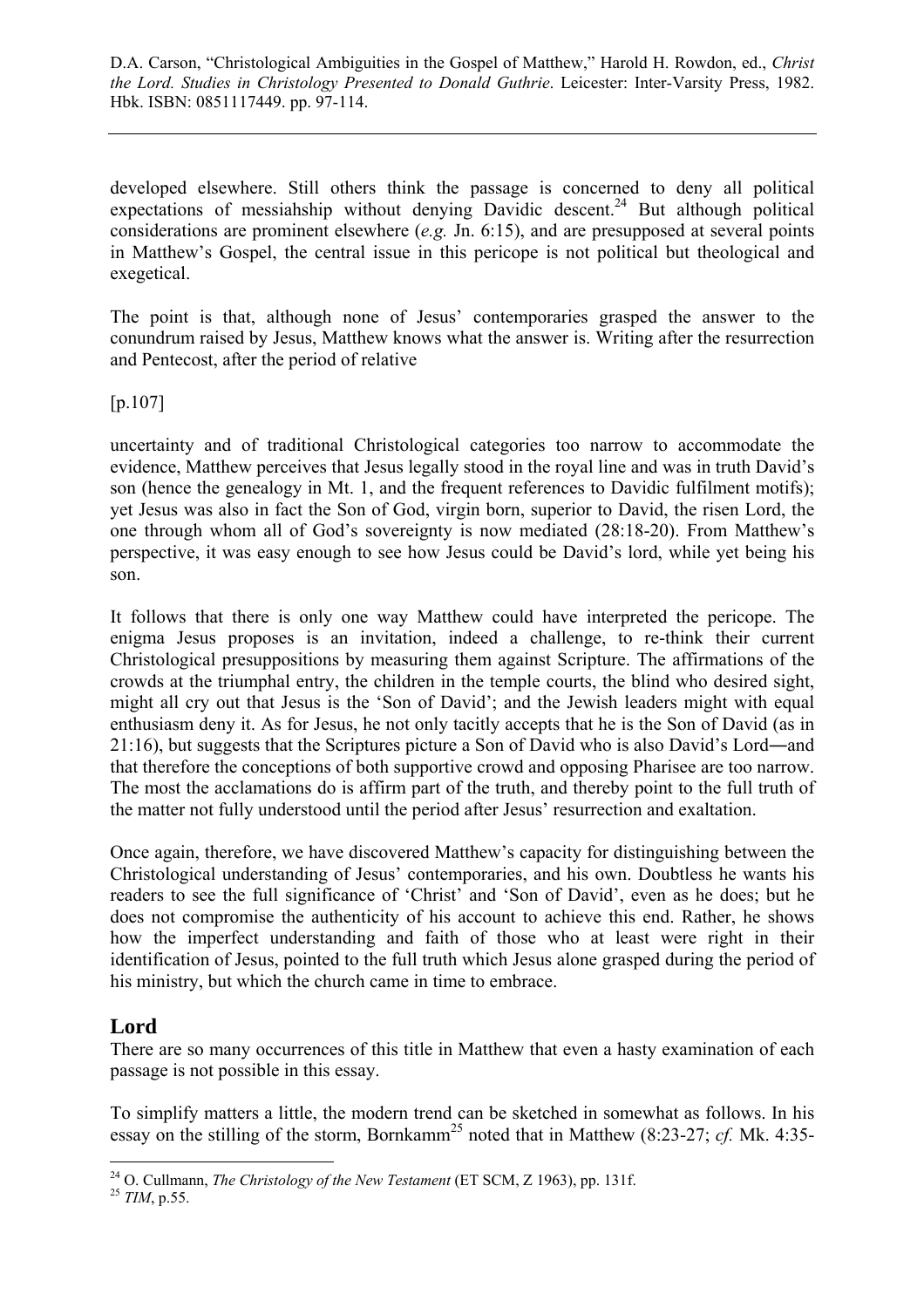developed elsewhere. Still others think the passage is concerned to deny all political expectations of messiahship without denying Davidic descent.[24] But although political considerations are prominent elsewhere (*e.g.* Jn. 6:15), and are presupposed at several points in Matthew's Gospel, the central issue in this pericope is not political but theological and exegetical.

The point is that, although none of Jesus' contemporaries grasped the answer to the conundrum raised by Jesus, Matthew knows what the answer is. Writing after the resurrection and Pentecost, after the period of relative

[p.107]

uncertainty and of traditional Christological categories too narrow to accommodate the evidence, Matthew perceives that Jesus legally stood in the royal line and was in truth David's son (hence the genealogy in Mt. 1, and the frequent references to Davidic fulfilment motifs); yet Jesus was also in fact the Son of God, virgin born, superior to David, the risen Lord, the one through whom all of God's sovereignty is now mediated (28:18-20). From Matthew's perspective, it was easy enough to see how Jesus could be David's lord, while yet being his son.

It follows that there is only one way Matthew could have interpreted the pericope. The enigma Jesus proposes is an invitation, indeed a challenge, to re-think their current Christological presuppositions by measuring them against Scripture. The affirmations of the crowds at the triumphal entry, the children in the temple courts, the blind who desired sight, might all cry out that Jesus is the 'Son of David'; and the Jewish leaders might with equal enthusiasm deny it. As for Jesus, he not only tacitly accepts that he is the Son of David (as in 21:16), but suggests that the Scriptures picture a Son of David who is also David's Lord―and that therefore the conceptions of both supportive crowd and opposing Pharisee are too narrow. The most the acclamations do is affirm part of the truth, and thereby point to the full truth of the matter not fully understood until the period after Jesus' resurrection and exaltation.

Once again, therefore, we have discovered Matthew's capacity for distinguishing between the Christological understanding of Jesus' contemporaries, and his own. Doubtless he wants his readers to see the full significance of 'Christ' and 'Son of David', even as he does; but he does not compromise the authenticity of his account to achieve this end. Rather, he shows how the imperfect understanding and faith of those who at least were right in their identification of Jesus, pointed to the full truth which Jesus alone grasped during the period of his ministry, but which the church came in time to embrace.

## Lord

There are so many occurrences of this title in Matthew that even a hasty examination of each passage is not possible in this essay.

To simplify matters a little, the modern trend can be sketched in somewhat as follows. In his essay on the stilling of the storm, Bornkamm[25] noted that in Matthew (8:23-27; *cf.* Mk. 4:35-

---

[24] O. Cullmann, *The Christology of the New Testament* (ET SCM, Z 1963), pp. 131f.

[25] *TIM*, p.55.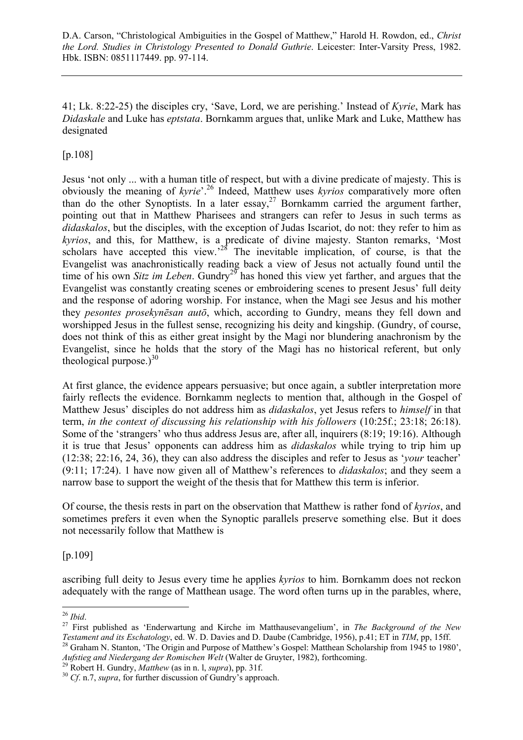41; Lk. 8:22-25) the disciples cry, 'Save, Lord, we are perishing.' Instead of *Kyrie*, Mark has *Didaskale* and Luke has *eptstata*. Bornkamm argues that, unlike Mark and Luke, Matthew has designated

[p.108]

Jesus 'not only ... with a human title of respect, but with a divine predicate of majesty. This is obviously the meaning of *kyrie*'.[26] Indeed, Matthew uses *kyrios* comparatively more often than do the other Synoptists. In a later essay,[27] Bornkamm carried the argument farther, pointing out that in Matthew Pharisees and strangers can refer to Jesus in such terms as *didaskalos*, but the disciples, with the exception of Judas Iscariot, do not: they refer to him as *kyrios*, and this, for Matthew, is a predicate of divine majesty. Stanton remarks, 'Most scholars have accepted this view.'[28] The inevitable implication, of course, is that the Evangelist was anachronistically reading back a view of Jesus not actually found until the time of his own *Sitz im Leben*. Gundry[29] has honed this view yet farther, and argues that the Evangelist was constantly creating scenes or embroidering scenes to present Jesus' full deity and the response of adoring worship. For instance, when the Magi see Jesus and his mother they *pesontes prosekynēsan autō*, which, according to Gundry, means they fell down and worshipped Jesus in the fullest sense, recognizing his deity and kingship. (Gundry, of course, does not think of this as either great insight by the Magi nor blundering anachronism by the Evangelist, since he holds that the story of the Magi has no historical referent, but only theological purpose.)[30]

At first glance, the evidence appears persuasive; but once again, a subtler interpretation more fairly reflects the evidence. Bornkamm neglects to mention that, although in the Gospel of Matthew Jesus' disciples do not address him as *didaskalos*, yet Jesus refers to *himself* in that term, *in the context of discussing his relationship with his followers* (10:25f.; 23:18; 26:18). Some of the 'strangers' who thus address Jesus are, after all, inquirers (8:19; 19:16). Although it is true that Jesus' opponents can address him as *didaskalos* while trying to trip him up (12:38; 22:16, 24, 36), they can also address the disciples and refer to Jesus as '*your* teacher' (9:11; 17:24). 1 have now given all of Matthew's references to *didaskalos*; and they seem a narrow base to support the weight of the thesis that for Matthew this term is inferior.

Of course, the thesis rests in part on the observation that Matthew is rather fond of *kyrios*, and sometimes prefers it even when the Synoptic parallels preserve something else. But it does not necessarily follow that Matthew is

[p.109]

ascribing full deity to Jesus every time he applies *kyrios* to him. Bornkamm does not reckon adequately with the range of Matthean usage. The word often turns up in the parables, where,

---

[26] *Ibid*.

[27] First published as 'Enderwartung and Kirche im Matthausevangelium', in *The Background of the New Testament and its Eschatology*, ed. W. D. Davies and D. Daube (Cambridge, 1956), p.41; ET in *TIM*, pp, 15ff.

[28] Graham N. Stanton, 'The Origin and Purpose of Matthew's Gospel: Matthean Scholarship from 1945 to 1980', *Aufstieg und Niedergang der Romischen Welt* (Walter de Gruyter, 1982), forthcoming.

[29] Robert H. Gundry, *Matthew* (as in n. l, *supra*), pp. 31f.

[30] *Cf*. n.7, *supra*, for further discussion of Gundry's approach.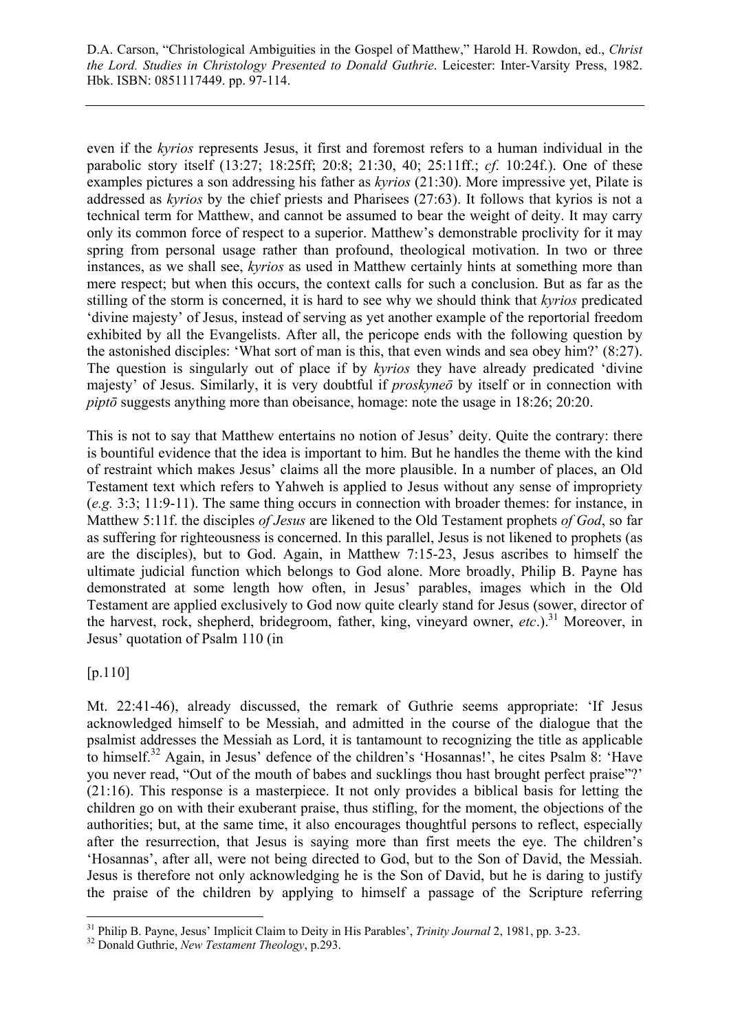even if the *kyrios* represents Jesus, it first and foremost refers to a human individual in the parabolic story itself (13:27; 18:25ff; 20:8; 21:30, 40; 25:11ff.; *cf*. 10:24f.). One of these examples pictures a son addressing his father as *kyrios* (21:30). More impressive yet, Pilate is addressed as *kyrios* by the chief priests and Pharisees (27:63). It follows that kyrios is not a technical term for Matthew, and cannot be assumed to bear the weight of deity. It may carry only its common force of respect to a superior. Matthew's demonstrable proclivity for it may spring from personal usage rather than profound, theological motivation. In two or three instances, as we shall see, *kyrios* as used in Matthew certainly hints at something more than mere respect; but when this occurs, the context calls for such a conclusion. But as far as the stilling of the storm is concerned, it is hard to see why we should think that *kyrios* predicated 'divine majesty' of Jesus, instead of serving as yet another example of the reportorial freedom exhibited by all the Evangelists. After all, the pericope ends with the following question by the astonished disciples: 'What sort of man is this, that even winds and sea obey him?' (8:27). The question is singularly out of place if by *kyrios* they have already predicated 'divine majesty' of Jesus. Similarly, it is very doubtful if *proskyneō* by itself or in connection with *piptō* suggests anything more than obeisance, homage: note the usage in 18:26; 20:20.

This is not to say that Matthew entertains no notion of Jesus' deity. Quite the contrary: there is bountiful evidence that the idea is important to him. But he handles the theme with the kind of restraint which makes Jesus' claims all the more plausible. In a number of places, an Old Testament text which refers to Yahweh is applied to Jesus without any sense of impropriety (*e.g.* 3:3; 11:9-11). The same thing occurs in connection with broader themes: for instance, in Matthew 5:11f. the disciples *of Jesus* are likened to the Old Testament prophets *of God*, so far as suffering for righteousness is concerned. In this parallel, Jesus is not likened to prophets (as are the disciples), but to God. Again, in Matthew 7:15-23, Jesus ascribes to himself the ultimate judicial function which belongs to God alone. More broadly, Philip B. Payne has demonstrated at some length how often, in Jesus' parables, images which in the Old Testament are applied exclusively to God now quite clearly stand for Jesus (sower, director of the harvest, rock, shepherd, bridegroom, father, king, vineyard owner, *etc*.).[31] Moreover, in Jesus' quotation of Psalm 110 (in

[p.110]

Mt. 22:41-46), already discussed, the remark of Guthrie seems appropriate: 'If Jesus acknowledged himself to be Messiah, and admitted in the course of the dialogue that the psalmist addresses the Messiah as Lord, it is tantamount to recognizing the title as applicable to himself.[32] Again, in Jesus' defence of the children's 'Hosannas!', he cites Psalm 8: 'Have you never read, "Out of the mouth of babes and sucklings thou hast brought perfect praise"?' (21:16). This response is a masterpiece. It not only provides a biblical basis for letting the children go on with their exuberant praise, thus stifling, for the moment, the objections of the authorities; but, at the same time, it also encourages thoughtful persons to reflect, especially after the resurrection, that Jesus is saying more than first meets the eye. The children's 'Hosannas', after all, were not being directed to God, but to the Son of David, the Messiah. Jesus is therefore not only acknowledging he is the Son of David, but he is daring to justify the praise of the children by applying to himself a passage of the Scripture referring

---

[31] Philip B. Payne, Jesus' Implicit Claim to Deity in His Parables', *Trinity Journal* 2, 1981, pp. 3-23.

[32] Donald Guthrie, *New Testament Theology*, p.293.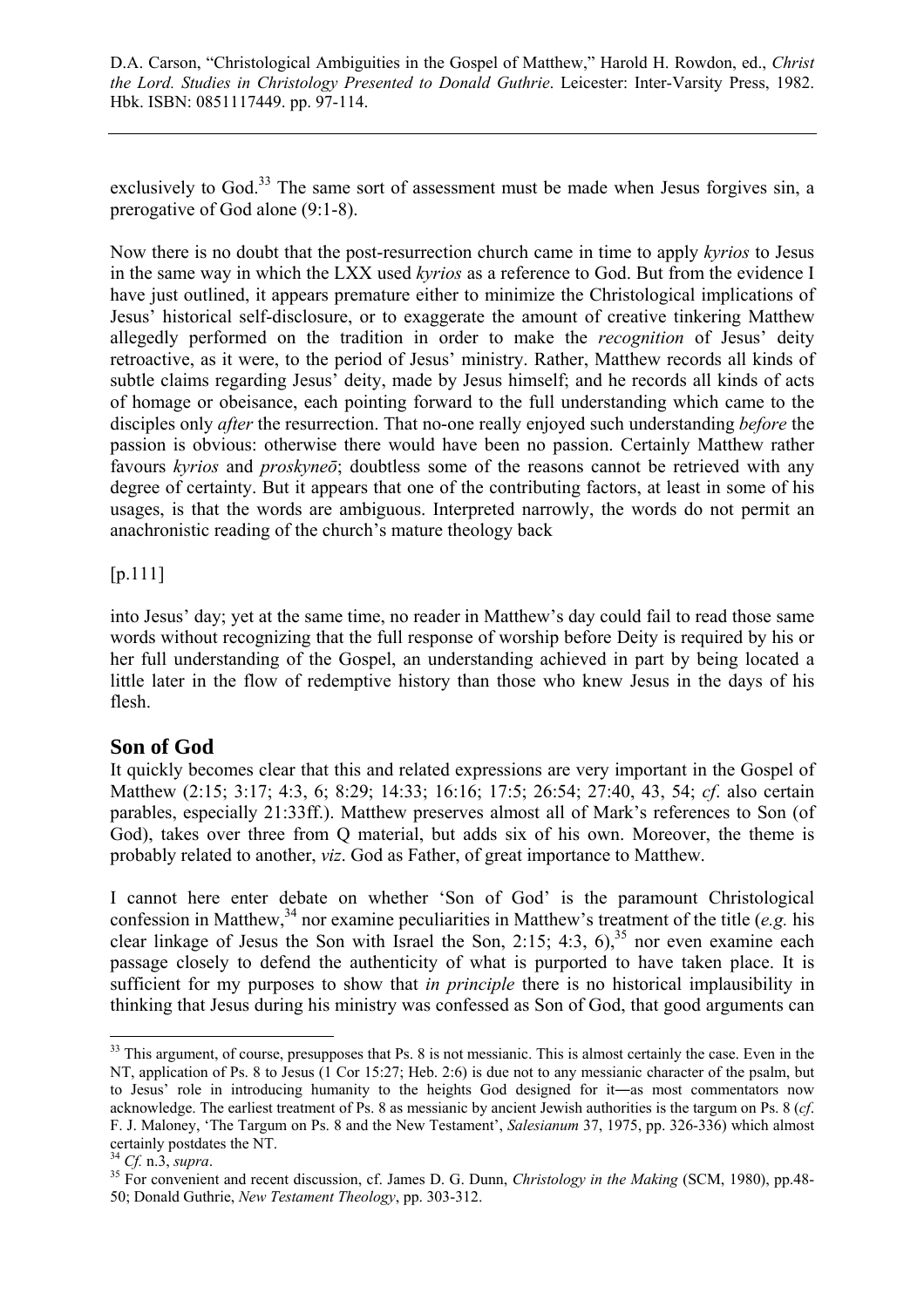exclusively to God.[33] The same sort of assessment must be made when Jesus forgives sin, a prerogative of God alone (9:1-8).

Now there is no doubt that the post-resurrection church came in time to apply *kyrios* to Jesus in the same way in which the LXX used *kyrios* as a reference to God. But from the evidence I have just outlined, it appears premature either to minimize the Christological implications of Jesus' historical self-disclosure, or to exaggerate the amount of creative tinkering Matthew allegedly performed on the tradition in order to make the *recognition* of Jesus' deity retroactive, as it were, to the period of Jesus' ministry. Rather, Matthew records all kinds of subtle claims regarding Jesus' deity, made by Jesus himself; and he records all kinds of acts of homage or obeisance, each pointing forward to the full understanding which came to the disciples only *after* the resurrection. That no-one really enjoyed such understanding *before* the passion is obvious: otherwise there would have been no passion. Certainly Matthew rather favours *kyrios* and *proskyneō*; doubtless some of the reasons cannot be retrieved with any degree of certainty. But it appears that one of the contributing factors, at least in some of his usages, is that the words are ambiguous. Interpreted narrowly, the words do not permit an anachronistic reading of the church's mature theology back

[p.111]

into Jesus' day; yet at the same time, no reader in Matthew's day could fail to read those same words without recognizing that the full response of worship before Deity is required by his or her full understanding of the Gospel, an understanding achieved in part by being located a little later in the flow of redemptive history than those who knew Jesus in the days of his flesh.

## Son of God

It quickly becomes clear that this and related expressions are very important in the Gospel of Matthew (2:15; 3:17; 4:3, 6; 8:29; 14:33; 16:16; 17:5; 26:54; 27:40, 43, 54; *cf*. also certain parables, especially 21:33ff.). Matthew preserves almost all of Mark's references to Son (of God), takes over three from Q material, but adds six of his own. Moreover, the theme is probably related to another, *viz*. God as Father, of great importance to Matthew.

I cannot here enter debate on whether 'Son of God' is the paramount Christological confession in Matthew,[34] nor examine peculiarities in Matthew's treatment of the title (*e.g.* his clear linkage of Jesus the Son with Israel the Son, 2:15; 4:3, 6),[35] nor even examine each passage closely to defend the authenticity of what is purported to have taken place. It is sufficient for my purposes to show that *in principle* there is no historical implausibility in thinking that Jesus during his ministry was confessed as Son of God, that good arguments can

---

[33] This argument, of course, presupposes that Ps. 8 is not messianic. This is almost certainly the case. Even in the NT, application of Ps. 8 to Jesus (1 Cor 15:27; Heb. 2:6) is due not to any messianic character of the psalm, but to Jesus' role in introducing humanity to the heights God designed for it—as most commentators now acknowledge. The earliest treatment of Ps. 8 as messianic by ancient Jewish authorities is the targum on Ps. 8 (*cf*. F. J. Maloney, 'The Targum on Ps. 8 and the New Testament', *Salesianum* 37, 1975, pp. 326-336) which almost certainly postdates the NT.

[34] *Cf.* n.3, *supra*.

[35] For convenient and recent discussion, cf. James D. G. Dunn, *Christology in the Making* (SCM, 1980), pp.48-50; Donald Guthrie, *New Testament Theology*, pp. 303-312.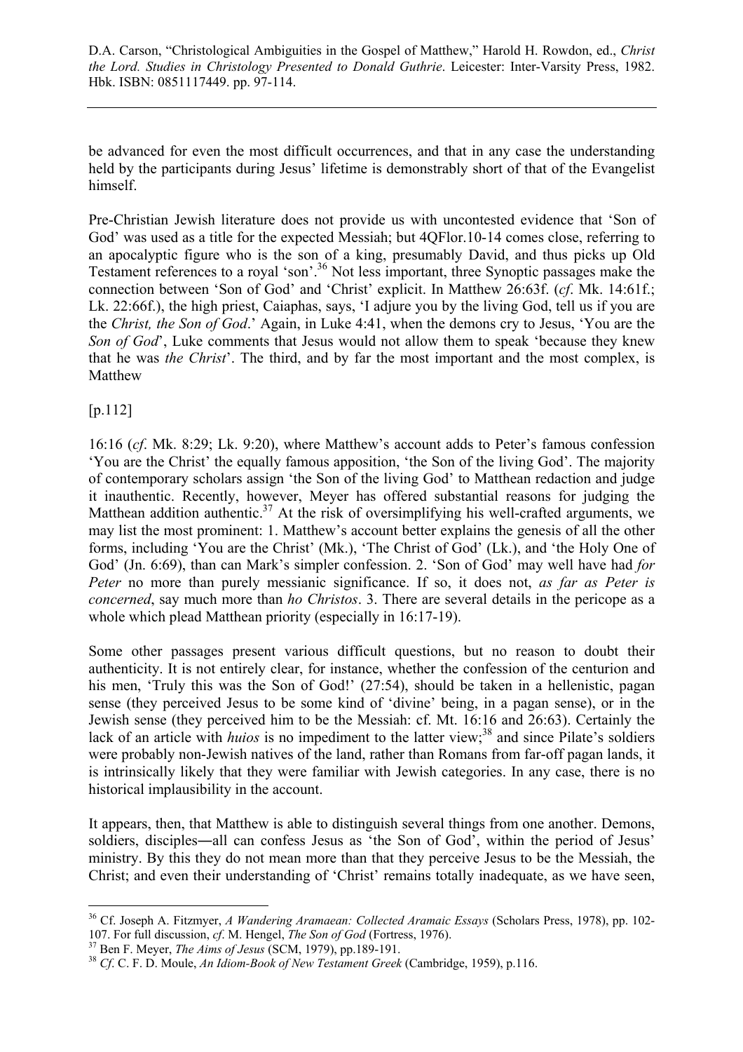be advanced for even the most difficult occurrences, and that in any case the understanding held by the participants during Jesus' lifetime is demonstrably short of that of the Evangelist himself.

Pre-Christian Jewish literature does not provide us with uncontested evidence that 'Son of God' was used as a title for the expected Messiah; but 4QFlor.10-14 comes close, referring to an apocalyptic figure who is the son of a king, presumably David, and thus picks up Old Testament references to a royal 'son'.[36] Not less important, three Synoptic passages make the connection between 'Son of God' and 'Christ' explicit. In Matthew 26:63f. (*cf*. Mk. 14:61f.; Lk. 22:66f.), the high priest, Caiaphas, says, 'I adjure you by the living God, tell us if you are the *Christ, the Son of God*.' Again, in Luke 4:41, when the demons cry to Jesus, 'You are the *Son of God*', Luke comments that Jesus would not allow them to speak 'because they knew that he was *the Christ*'. The third, and by far the most important and the most complex, is Matthew

[p.112]

16:16 (*cf*. Mk. 8:29; Lk. 9:20), where Matthew's account adds to Peter's famous confession 'You are the Christ' the equally famous apposition, 'the Son of the living God'. The majority of contemporary scholars assign 'the Son of the living God' to Matthean redaction and judge it inauthentic. Recently, however, Meyer has offered substantial reasons for judging the Matthean addition authentic.[37] At the risk of oversimplifying his well-crafted arguments, we may list the most prominent: 1. Matthew's account better explains the genesis of all the other forms, including 'You are the Christ' (Mk.), 'The Christ of God' (Lk.), and 'the Holy One of God' (Jn. 6:69), than can Mark's simpler confession. 2. 'Son of God' may well have had *for Peter* no more than purely messianic significance. If so, it does not, *as far as Peter is concerned*, say much more than *ho Christos*. 3. There are several details in the pericope as a whole which plead Matthean priority (especially in 16:17-19).

Some other passages present various difficult questions, but no reason to doubt their authenticity. It is not entirely clear, for instance, whether the confession of the centurion and his men, 'Truly this was the Son of God!' (27:54), should be taken in a hellenistic, pagan sense (they perceived Jesus to be some kind of 'divine' being, in a pagan sense), or in the Jewish sense (they perceived him to be the Messiah: cf. Mt. 16:16 and 26:63). Certainly the lack of an article with *huios* is no impediment to the latter view;[38] and since Pilate's soldiers were probably non-Jewish natives of the land, rather than Romans from far-off pagan lands, it is intrinsically likely that they were familiar with Jewish categories. In any case, there is no historical implausibility in the account.

It appears, then, that Matthew is able to distinguish several things from one another. Demons, soldiers, disciples―all can confess Jesus as 'the Son of God', within the period of Jesus' ministry. By this they do not mean more than that they perceive Jesus to be the Messiah, the Christ; and even their understanding of 'Christ' remains totally inadequate, as we have seen,

---

[36] Cf. Joseph A. Fitzmyer, *A Wandering Aramaean: Collected Aramaic Essays* (Scholars Press, 1978), pp. 102-107. For full discussion, *cf*. M. Hengel, *The Son of God* (Fortress, 1976).

[37] Ben F. Meyer, *The Aims of Jesus* (SCM, 1979), pp.189-191.

[38] *Cf*. C. F. D. Moule, *An Idiom-Book of New Testament Greek* (Cambridge, 1959), p.116.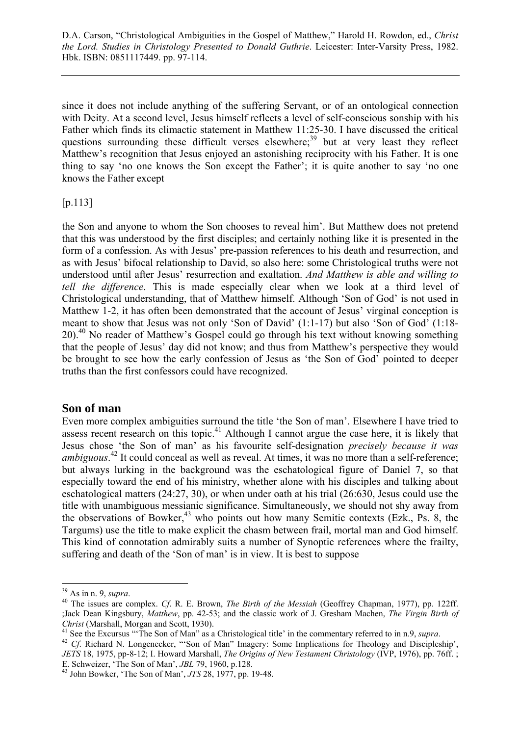since it does not include anything of the suffering Servant, or of an ontological connection with Deity. At a second level, Jesus himself reflects a level of self-conscious sonship with his Father which finds its climactic statement in Matthew 11:25-30. I have discussed the critical questions surrounding these difficult verses elsewhere;[39] but at very least they reflect Matthew's recognition that Jesus enjoyed an astonishing reciprocity with his Father. It is one thing to say 'no one knows the Son except the Father'; it is quite another to say 'no one knows the Father except

[p.113]

the Son and anyone to whom the Son chooses to reveal him'. But Matthew does not pretend that this was understood by the first disciples; and certainly nothing like it is presented in the form of a confession. As with Jesus' pre-passion references to his death and resurrection, and as with Jesus' bifocal relationship to David, so also here: some Christological truths were not understood until after Jesus' resurrection and exaltation. *And Matthew is able and willing to tell the difference*. This is made especially clear when we look at a third level of Christological understanding, that of Matthew himself. Although 'Son of God' is not used in Matthew 1-2, it has often been demonstrated that the account of Jesus' virginal conception is meant to show that Jesus was not only 'Son of David' (1:1-17) but also 'Son of God' (1:18-20).[40] No reader of Matthew's Gospel could go through his text without knowing something that the people of Jesus' day did not know; and thus from Matthew's perspective they would be brought to see how the early confession of Jesus as 'the Son of God' pointed to deeper truths than the first confessors could have recognized.

## Son of man

Even more complex ambiguities surround the title 'the Son of man'. Elsewhere I have tried to assess recent research on this topic.[41] Although I cannot argue the case here, it is likely that Jesus chose 'the Son of man' as his favourite self-designation *precisely because it was ambiguous*.[42] It could conceal as well as reveal. At times, it was no more than a self-reference; but always lurking in the background was the eschatological figure of Daniel 7, so that especially toward the end of his ministry, whether alone with his disciples and talking about eschatological matters (24:27, 30), or when under oath at his trial (26:630, Jesus could use the title with unambiguous messianic significance. Simultaneously, we should not shy away from the observations of Bowker,[43] who points out how many Semitic contexts (Ezk., Ps. 8, the Targums) use the title to make explicit the chasm between frail, mortal man and God himself. This kind of connotation admirably suits a number of Synoptic references where the frailty, suffering and death of the 'Son of man' is in view. It is best to suppose

---

[39] As in n. 9, *supra*.

[40] The issues are complex. *Cf*. R. E. Brown, *The Birth of the Messiah* (Geoffrey Chapman, 1977), pp. 122ff. ;Jack Dean Kingsbury, *Matthew*, pp. 42-53; and the classic work of J. Gresham Machen, *The Virgin Birth of Christ* (Marshall, Morgan and Scott, 1930).

[41] See the Excursus "'The Son of Man" as a Christological title' in the commentary referred to in n.9, *supra*.

[42] *Cf*. Richard N. Longenecker, "'Son of Man" Imagery: Some Implications for Theology and Discipleship', *JETS* 18, 1975, pp-8-12; I. Howard Marshall, *The Origins of New Testament Christology* (IVP, 1976), pp. 76ff. ; E. Schweizer, 'The Son of Man', *JBL* 79, 1960, p.128.

[43] John Bowker, 'The Son of Man', *JTS* 28, 1977, pp. 19-48.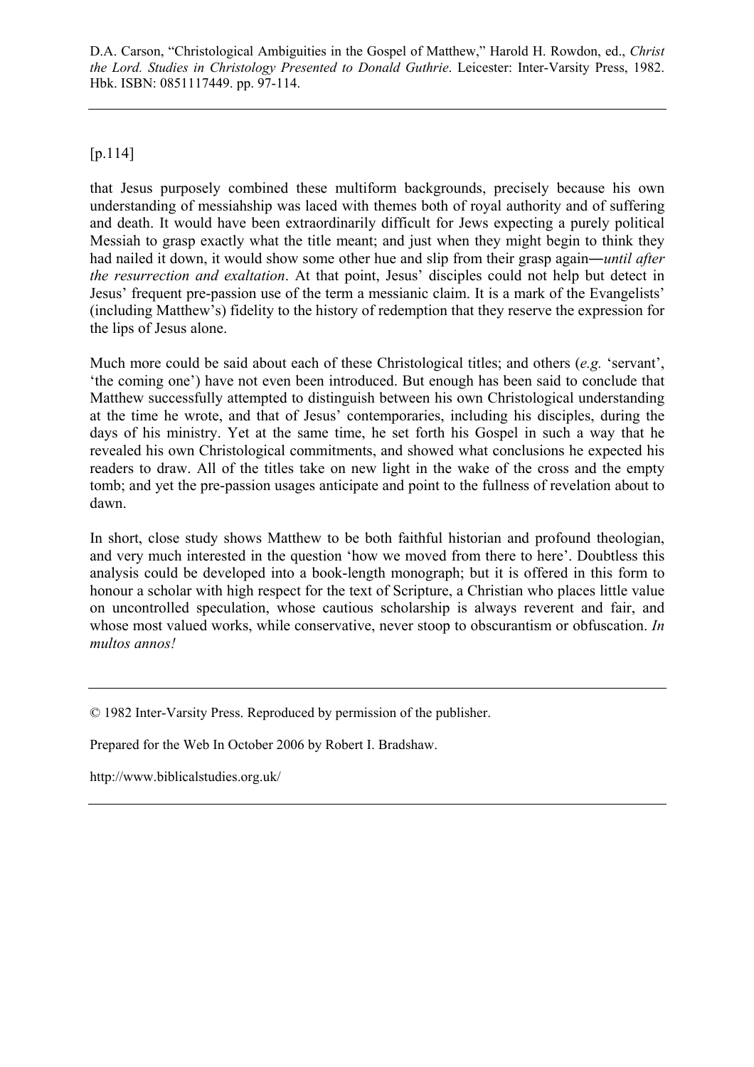[p.114]

that Jesus purposely combined these multiform backgrounds, precisely because his own understanding of messiahship was laced with themes both of royal authority and of suffering and death. It would have been extraordinarily difficult for Jews expecting a purely political Messiah to grasp exactly what the title meant; and just when they might begin to think they had nailed it down, it would show some other hue and slip from their grasp again―*until after the resurrection and exaltation*. At that point, Jesus' disciples could not help but detect in Jesus' frequent pre-passion use of the term a messianic claim. It is a mark of the Evangelists' (including Matthew's) fidelity to the history of redemption that they reserve the expression for the lips of Jesus alone.

Much more could be said about each of these Christological titles; and others (*e.g.* 'servant', 'the coming one') have not even been introduced. But enough has been said to conclude that Matthew successfully attempted to distinguish between his own Christological understanding at the time he wrote, and that of Jesus' contemporaries, including his disciples, during the days of his ministry. Yet at the same time, he set forth his Gospel in such a way that he revealed his own Christological commitments, and showed what conclusions he expected his readers to draw. All of the titles take on new light in the wake of the cross and the empty tomb; and yet the pre-passion usages anticipate and point to the fullness of revelation about to dawn.

In short, close study shows Matthew to be both faithful historian and profound theologian, and very much interested in the question 'how we moved from there to here'. Doubtless this analysis could be developed into a book-length monograph; but it is offered in this form to honour a scholar with high respect for the text of Scripture, a Christian who places little value on uncontrolled speculation, whose cautious scholarship is always reverent and fair, and whose most valued works, while conservative, never stoop to obscurantism or obfuscation. *In multos annos!*

---

© 1982 Inter-Varsity Press. Reproduced by permission of the publisher.

Prepared for the Web In October 2006 by Robert I. Bradshaw.

http://www.biblicalstudies.org.uk/